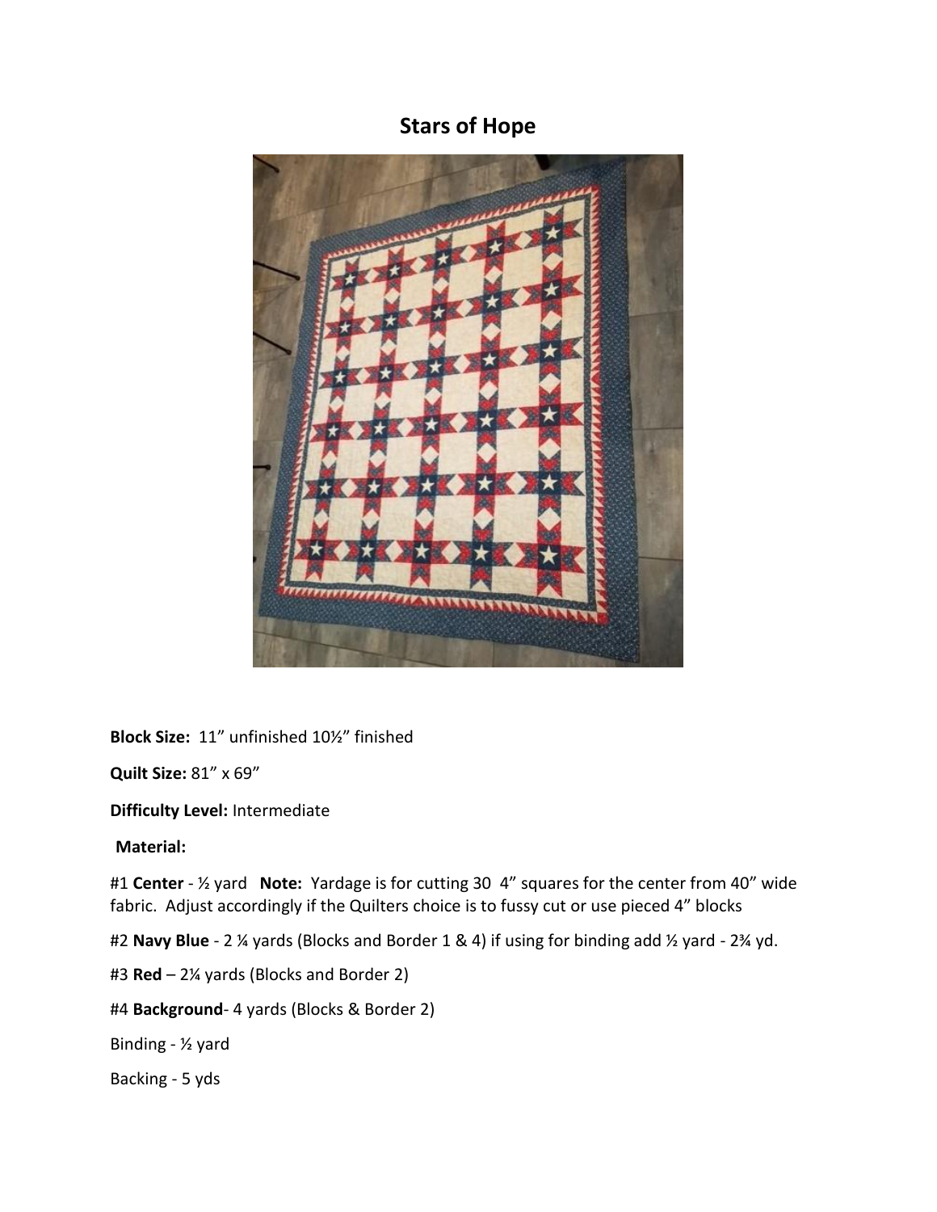# Stars of Hope

**Block Size:** 11" unfinished 10½" finished

**Quilt Size:** 81" x 69"

**Difficulty Level:** Intermediate

**Material:**

#1 **Center** - ½ yard **Note:** Yardage is for cutting 30 4" squares for the center from 40" wide fabric. Adjust accordingly if the Quilters choice is to fussy cut or use pieced 4" blocks

#2 **Navy Blue** - 2 ¼ yards (Blocks and Border 1 & 4) if using for binding add ½ yard - 2¾ yd.

#3 **Red** – 2¼ yards (Blocks and Border 2)

#4 **Background**- 4 yards (Blocks & Border 2)

Binding - ½ yard

Backing - 5 yds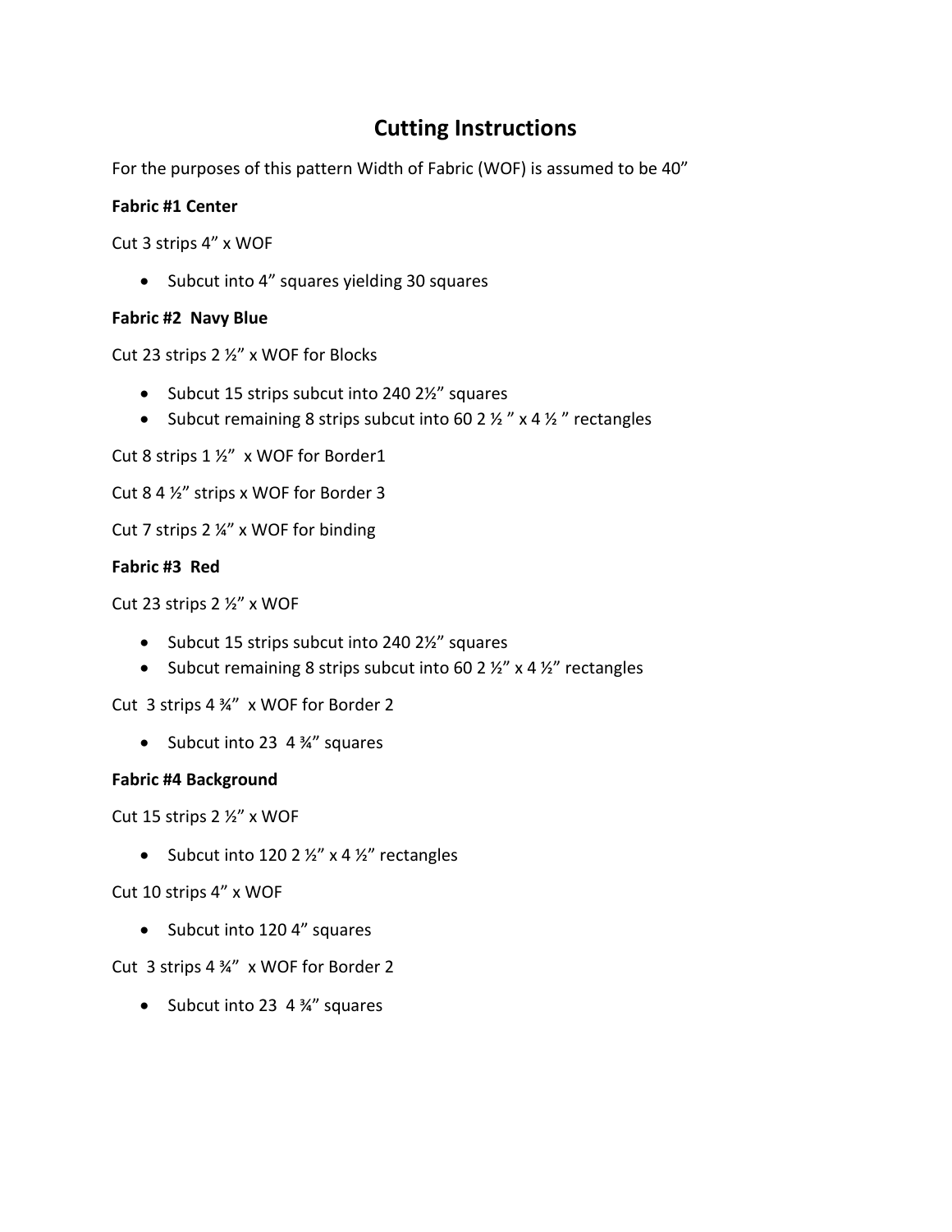# Cutting Instructions

For the purposes of this pattern Width of Fabric (WOF) is assumed to be 40”

**Fabric #1 Center**

Cut 3 strips 4” x WOF

- Subcut into 4” squares yielding 30 squares

**Fabric #2  Navy Blue**

Cut 23 strips 2 ½” x WOF for Blocks

- Subcut 15 strips subcut into 240 2½” squares
- Subcut remaining 8 strips subcut into 60 2 ½ ” x 4 ½ ” rectangles

Cut 8 strips 1 ½”  x WOF for Border1

Cut 8 4 ½” strips x WOF for Border 3

Cut 7 strips 2 ¼” x WOF for binding

**Fabric #3  Red**

Cut 23 strips 2 ½” x WOF

- Subcut 15 strips subcut into 240 2½” squares
- Subcut remaining 8 strips subcut into 60 2 ½” x 4 ½” rectangles

Cut  3 strips 4 ¾”  x WOF for Border 2

- Subcut into 23  4 ¾” squares

**Fabric #4 Background**

Cut 15 strips 2 ½” x WOF

- Subcut into 120 2 ½” x 4 ½” rectangles

Cut 10 strips 4” x WOF

- Subcut into 120 4” squares

Cut  3 strips 4 ¾”  x WOF for Border 2

- Subcut into 23  4 ¾” squares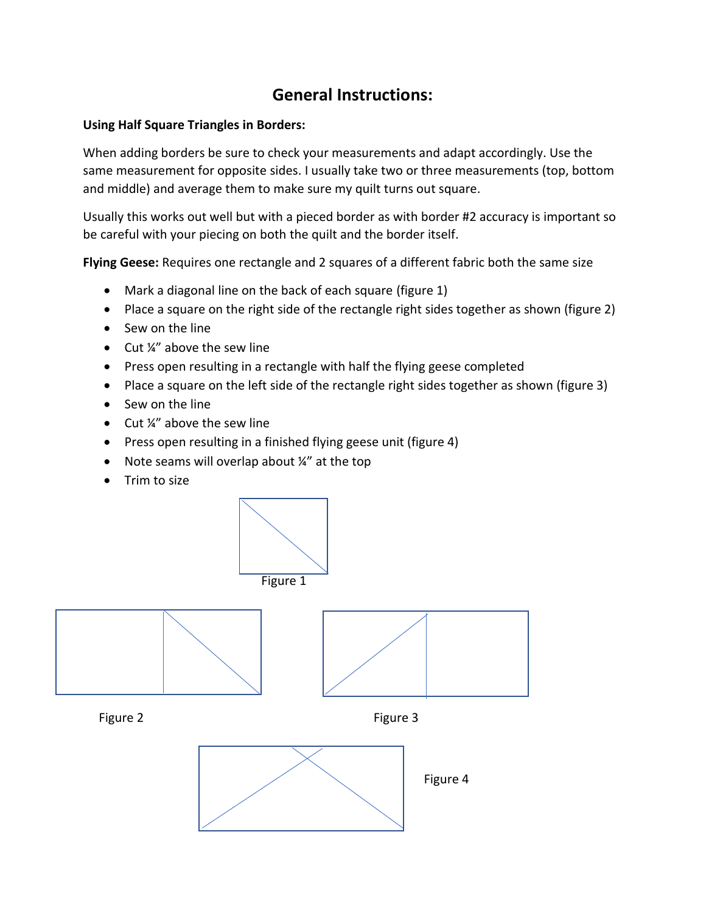# General Instructions:

**Using Half Square Triangles in Borders:**

When adding borders be sure to check your measurements and adapt accordingly. Use the same measurement for opposite sides. I usually take two or three measurements (top, bottom and middle) and average them to make sure my quilt turns out square.

Usually this works out well but with a pieced border as with border #2 accuracy is important so be careful with your piecing on both the quilt and the border itself.

**Flying Geese:** Requires one rectangle and 2 squares of a different fabric both the same size

- Mark a diagonal line on the back of each square (figure 1)
- Place a square on the right side of the rectangle right sides together as shown (figure 2)
- Sew on the line
- Cut ¼" above the sew line
- Press open resulting in a rectangle with half the flying geese completed
- Place a square on the left side of the rectangle right sides together as shown (figure 3)
- Sew on the line
- Cut ¼" above the sew line
- Press open resulting in a finished flying geese unit (figure 4)
- Note seams will overlap about ¼" at the top
- Trim to size

Figure 1

Figure 2

Figure 3

Figure 4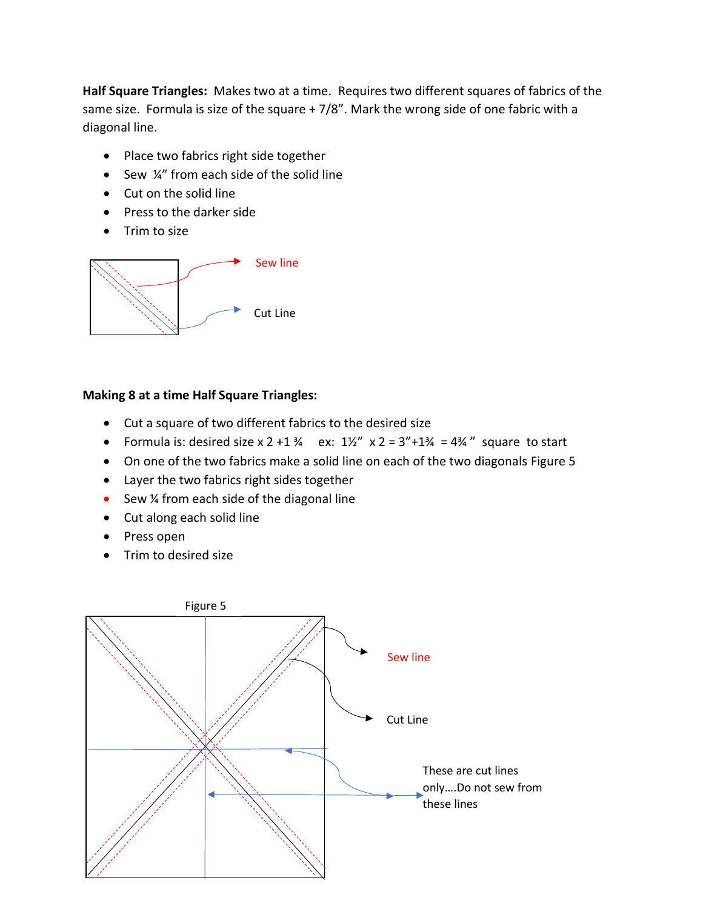**Half Square Triangles:** Makes two at a time. Requires two different squares of fabrics of the same size. Formula is size of the square + 7/8". Mark the wrong side of one fabric with a diagonal line.

- Place two fabrics right side together
- Sew ¼" from each side of the solid line
- Cut on the solid line
- Press to the darker side
- Trim to size

Sew line

Cut Line

**Making 8 at a time Half Square Triangles:**

- Cut a square of two different fabrics to the desired size
- Formula is: desired size x 2 +1 ¾ ex: 1½" x 2 = 3"+1¾ = 4¾ " square to start
- On one of the two fabrics make a solid line on each of the two diagonals Figure 5
- Layer the two fabrics right sides together
- Sew ¼ from each side of the diagonal line
- Cut along each solid line
- Press open
- Trim to desired size

Figure 5

Sew line

Cut Line

These are cut lines only....Do not sew from these lines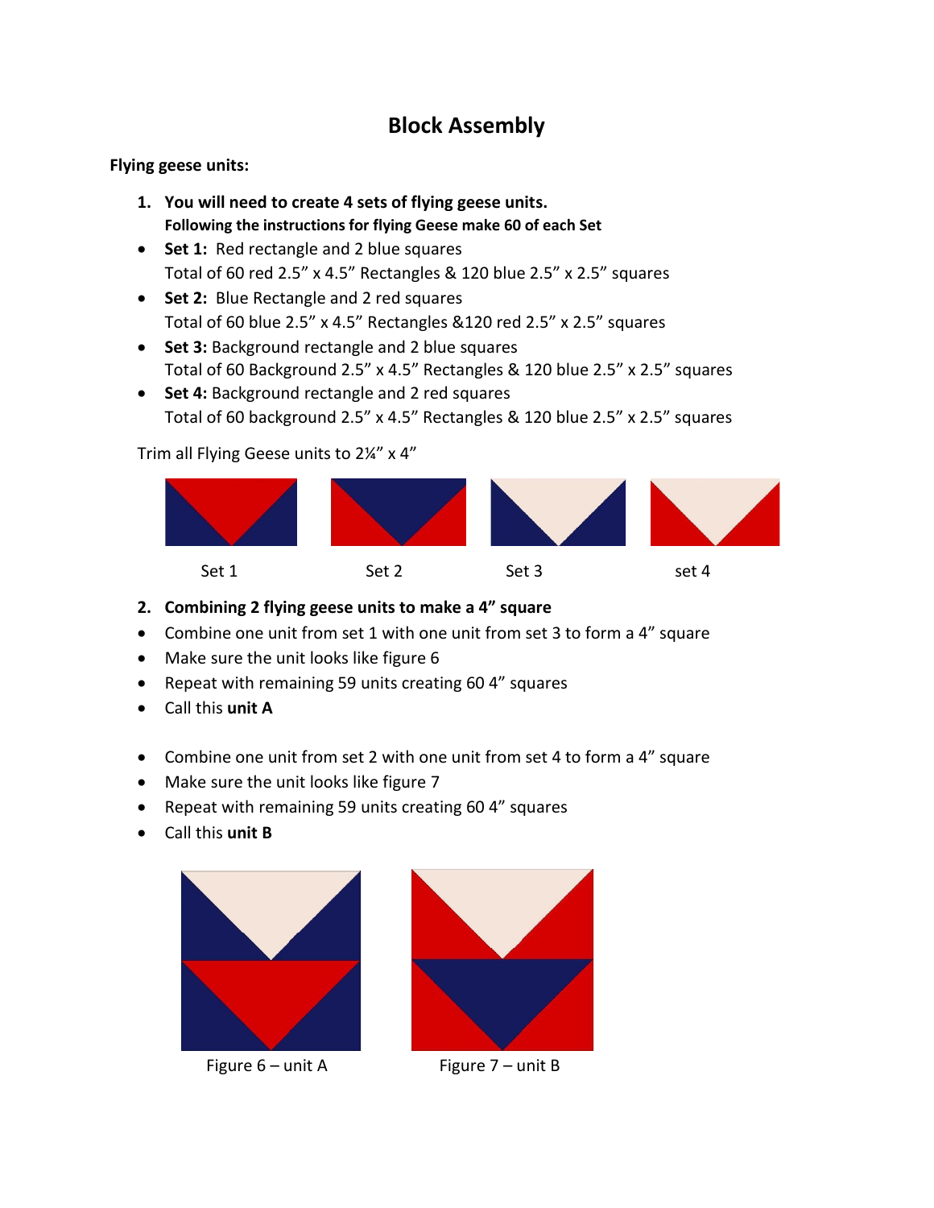# Block Assembly

**Flying geese units:**

1. **You will need to create 4 sets of flying geese units.**
   **Following the instructions for flying Geese make 60 of each Set**

- **Set 1:** Red rectangle and 2 blue squares
  Total of 60 red 2.5" x 4.5" Rectangles & 120 blue 2.5" x 2.5" squares
- **Set 2:** Blue Rectangle and 2 red squares
  Total of 60 blue 2.5" x 4.5" Rectangles &120 red 2.5" x 2.5" squares
- **Set 3:** Background rectangle and 2 blue squares
  Total of 60 Background 2.5" x 4.5" Rectangles & 120 blue 2.5" x 2.5" squares
- **Set 4:** Background rectangle and 2 red squares
  Total of 60 background 2.5" x 4.5" Rectangles & 120 blue 2.5" x 2.5" squares

Trim all Flying Geese units to 2¼" x 4"

Set 1 Set 2 Set 3 set 4

2. **Combining 2 flying geese units to make a 4" square**

- Combine one unit from set 1 with one unit from set 3 to form a 4" square
- Make sure the unit looks like figure 6
- Repeat with remaining 59 units creating 60 4" squares
- Call this **unit A**

- Combine one unit from set 2 with one unit from set 4 to form a 4" square
- Make sure the unit looks like figure 7
- Repeat with remaining 59 units creating 60 4" squares
- Call this **unit B**

Figure 6 – unit A

Figure 7 – unit B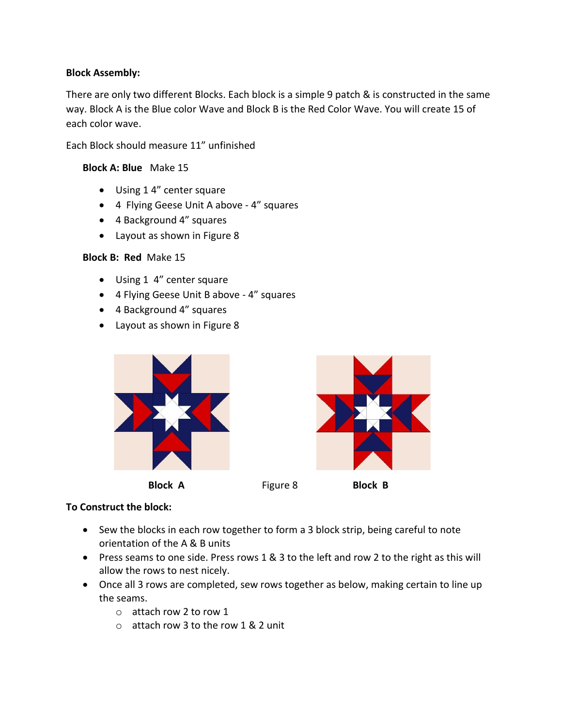**Block Assembly:**

There are only two different Blocks. Each block is a simple 9 patch & is constructed in the same way. Block A is the Blue color Wave and Block B is the Red Color Wave. You will create 15 of each color wave.

Each Block should measure 11" unfinished

**Block A: Blue** Make 15

- Using 1 4" center square
- 4 Flying Geese Unit A above - 4" squares
- 4 Background 4" squares
- Layout as shown in Figure 8

**Block B: Red** Make 15

- Using 1 4" center square
- 4 Flying Geese Unit B above - 4" squares
- 4 Background 4" squares
- Layout as shown in Figure 8

**Block A** Figure 8 **Block B**

**To Construct the block:**

- Sew the blocks in each row together to form a 3 block strip, being careful to note orientation of the A & B units
- Press seams to one side. Press rows 1 & 3 to the left and row 2 to the right as this will allow the rows to nest nicely.
- Once all 3 rows are completed, sew rows together as below, making certain to line up the seams.
  - attach row 2 to row 1
  - attach row 3 to the row 1 & 2 unit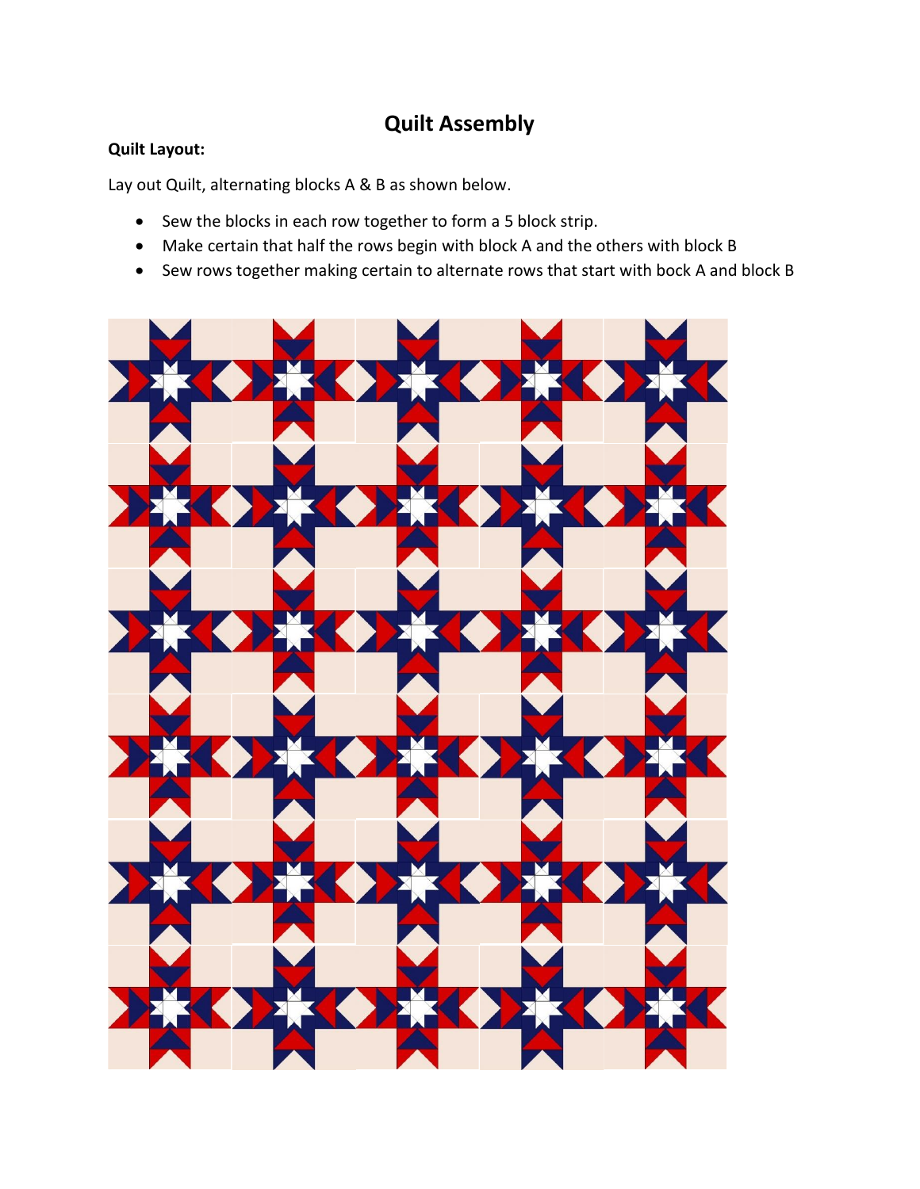# Quilt Assembly

**Quilt Layout:**

Lay out Quilt, alternating blocks A & B as shown below.

- Sew the blocks in each row together to form a 5 block strip.
- Make certain that half the rows begin with block A and the others with block B
- Sew rows together making certain to alternate rows that start with bock A and block B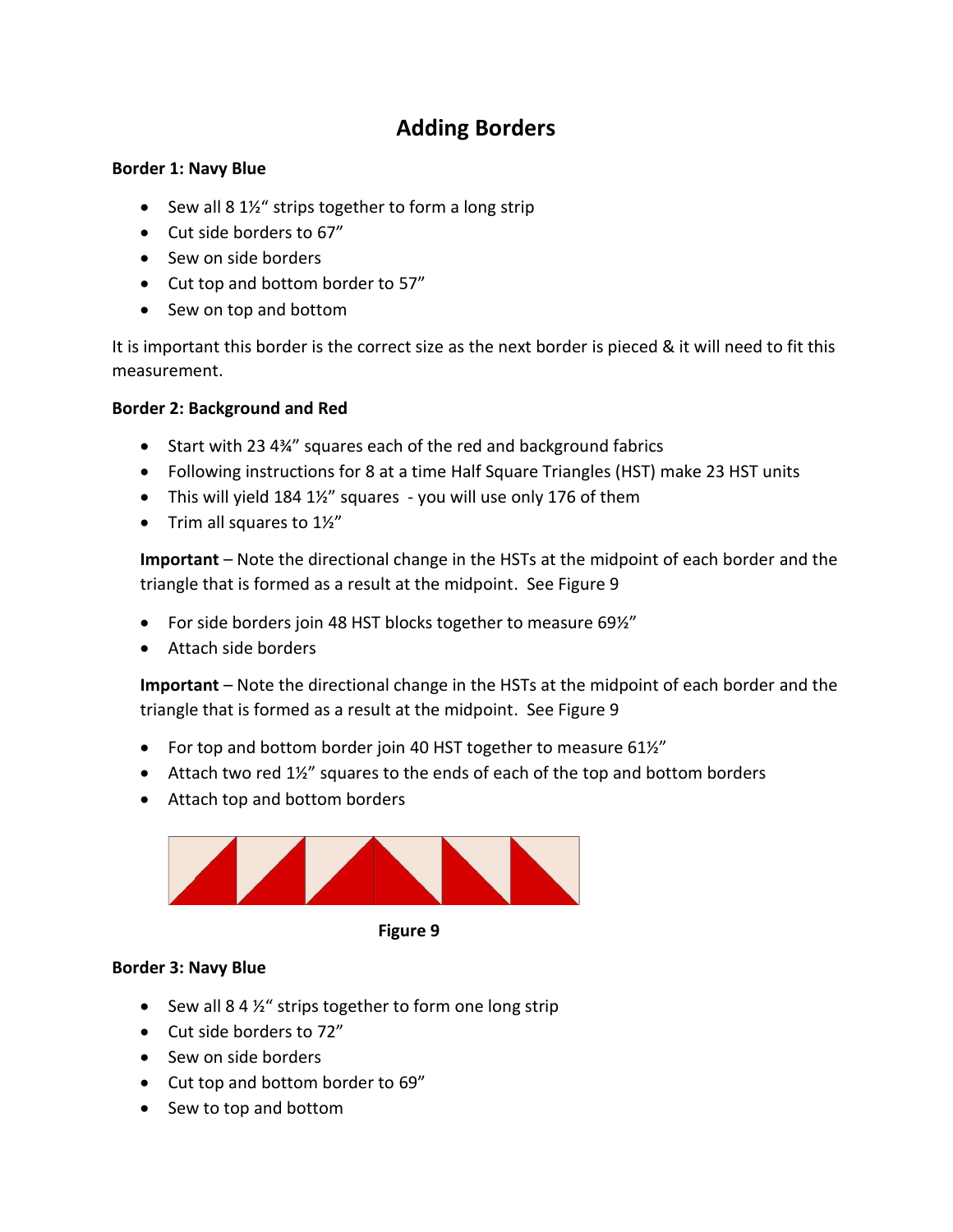# Adding Borders

**Border 1: Navy Blue**

- Sew all 8 1½" strips together to form a long strip
- Cut side borders to 67"
- Sew on side borders
- Cut top and bottom border to 57"
- Sew on top and bottom

It is important this border is the correct size as the next border is pieced & it will need to fit this measurement.

**Border 2: Background and Red**

- Start with 23 4¾" squares each of the red and background fabrics
- Following instructions for 8 at a time Half Square Triangles (HST) make 23 HST units
- This will yield 184 1½" squares - you will use only 176 of them
- Trim all squares to 1½"

**Important** – Note the directional change in the HSTs at the midpoint of each border and the triangle that is formed as a result at the midpoint. See Figure 9

- For side borders join 48 HST blocks together to measure 69½"
- Attach side borders

**Important** – Note the directional change in the HSTs at the midpoint of each border and the triangle that is formed as a result at the midpoint. See Figure 9

- For top and bottom border join 40 HST together to measure 61½"
- Attach two red 1½" squares to the ends of each of the top and bottom borders
- Attach top and bottom borders

**Figure 9**

**Border 3: Navy Blue**

- Sew all 8 4 ½" strips together to form one long strip
- Cut side borders to 72"
- Sew on side borders
- Cut top and bottom border to 69"
- Sew to top and bottom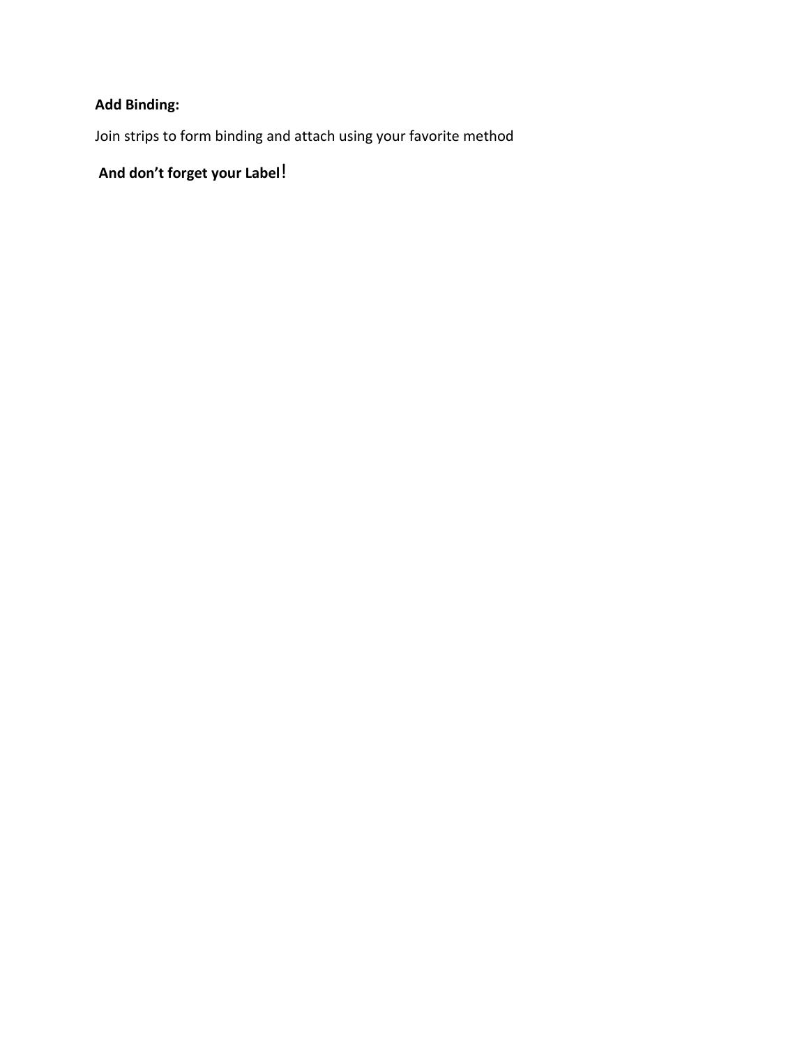**Add Binding:**

Join strips to form binding and attach using your favorite method

**And don't forget your Label**!